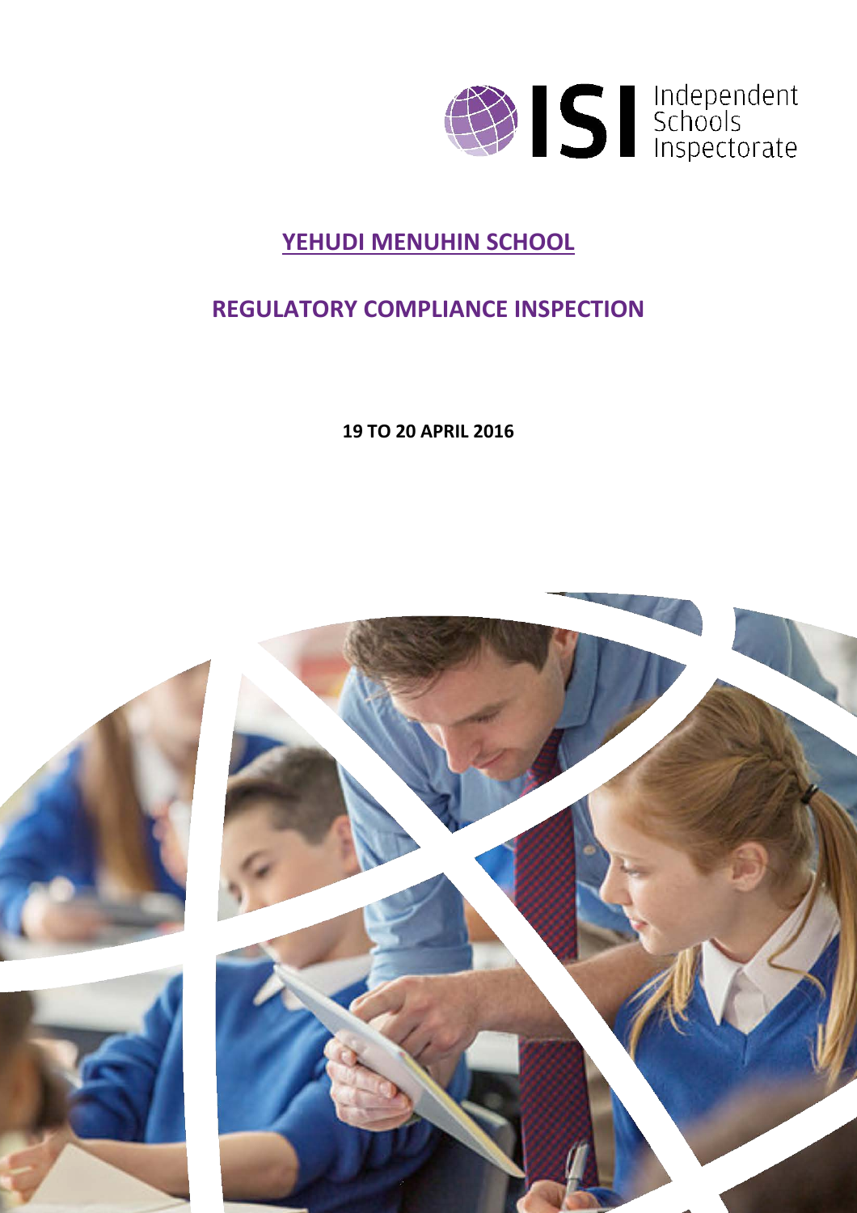ISI Independent Schools Inspectorate

# YEHUDI MENUHIN SCHOOL

## REGULATORY COMPLIANCE INSPECTION

**19 TO 20 APRIL 2016**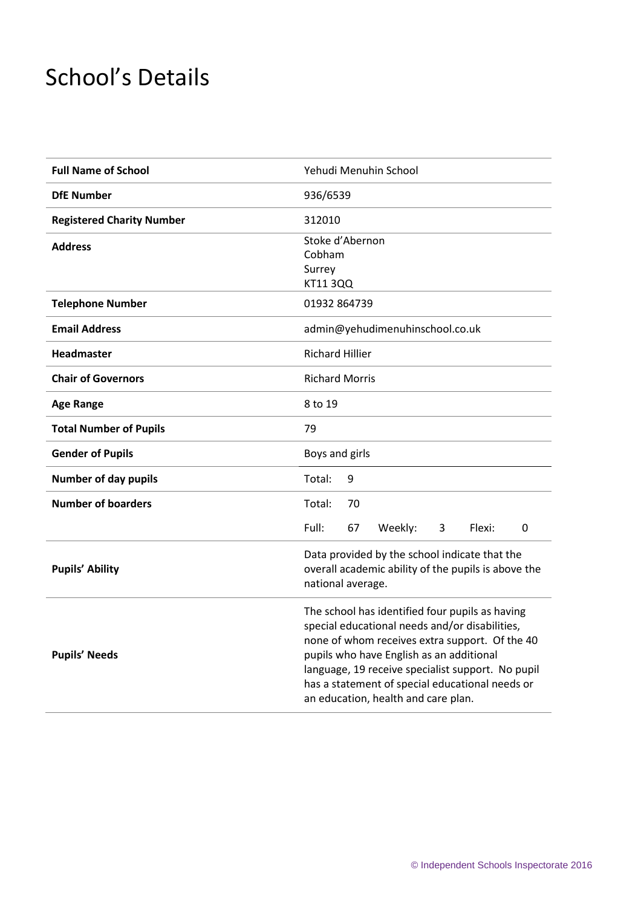# School's Details

| | |
|---|---|
| **Full Name of School** | Yehudi Menuhin School |
| **DfE Number** | 936/6539 |
| **Registered Charity Number** | 312010 |
| **Address** | Stoke d'Abernon<br>Cobham<br>Surrey<br>KT11 3QQ |
| **Telephone Number** | 01932 864739 |
| **Email Address** | admin@yehudimenuhinschool.co.uk |
| **Headmaster** | Richard Hillier |
| **Chair of Governors** | Richard Morris |
| **Age Range** | 8 to 19 |
| **Total Number of Pupils** | 79 |
| **Gender of Pupils** | Boys and girls |
| **Number of day pupils** | Total: 9 |
| **Number of boarders** | Total: 70<br>Full: 67 Weekly: 3 Flexi: 0 |
| **Pupils' Ability** | Data provided by the school indicate that the overall academic ability of the pupils is above the national average. |
| **Pupils' Needs** | The school has identified four pupils as having special educational needs and/or disabilities, none of whom receives extra support. Of the 40 pupils who have English as an additional language, 19 receive specialist support. No pupil has a statement of special educational needs or an education, health and care plan. |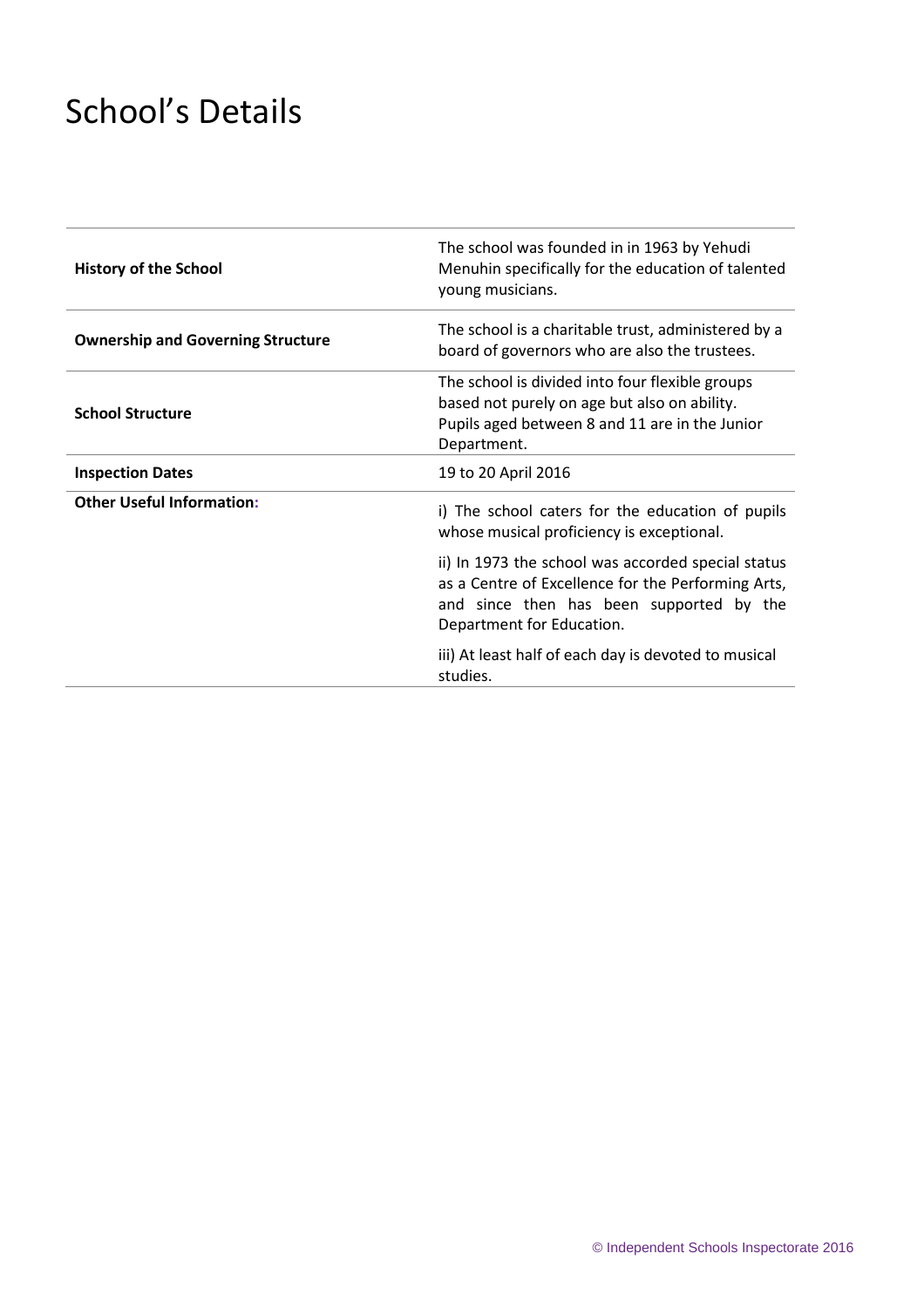# School's Details

| | |
|---|---|
| **History of the School** | The school was founded in in 1963 by Yehudi Menuhin specifically for the education of talented young musicians. |
| **Ownership and Governing Structure** | The school is a charitable trust, administered by a board of governors who are also the trustees. |
| **School Structure** | The school is divided into four flexible groups based not purely on age but also on ability. Pupils aged between 8 and 11 are in the Junior Department. |
| **Inspection Dates** | 19 to 20 April 2016 |
| **Other Useful Information:** | i) The school caters for the education of pupils whose musical proficiency is exceptional.<br><br>ii) In 1973 the school was accorded special status as a Centre of Excellence for the Performing Arts, and since then has been supported by the Department for Education.<br><br>iii) At least half of each day is devoted to musical studies. |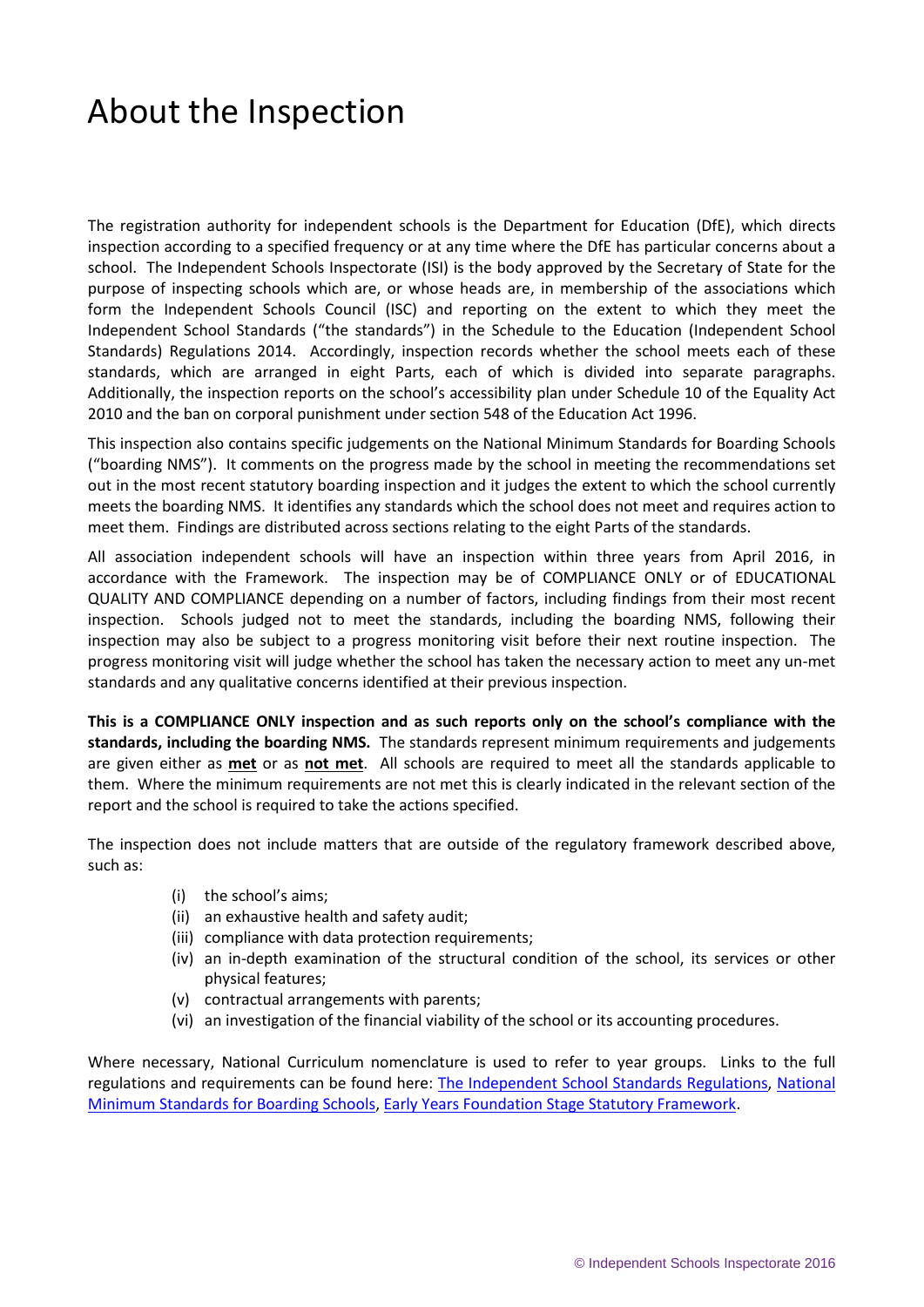# About the Inspection

The registration authority for independent schools is the Department for Education (DfE), which directs inspection according to a specified frequency or at any time where the DfE has particular concerns about a school. The Independent Schools Inspectorate (ISI) is the body approved by the Secretary of State for the purpose of inspecting schools which are, or whose heads are, in membership of the associations which form the Independent Schools Council (ISC) and reporting on the extent to which they meet the Independent School Standards ("the standards") in the Schedule to the Education (Independent School Standards) Regulations 2014. Accordingly, inspection records whether the school meets each of these standards, which are arranged in eight Parts, each of which is divided into separate paragraphs. Additionally, the inspection reports on the school's accessibility plan under Schedule 10 of the Equality Act 2010 and the ban on corporal punishment under section 548 of the Education Act 1996.

This inspection also contains specific judgements on the National Minimum Standards for Boarding Schools ("boarding NMS"). It comments on the progress made by the school in meeting the recommendations set out in the most recent statutory boarding inspection and it judges the extent to which the school currently meets the boarding NMS. It identifies any standards which the school does not meet and requires action to meet them. Findings are distributed across sections relating to the eight Parts of the standards.

All association independent schools will have an inspection within three years from April 2016, in accordance with the Framework. The inspection may be of COMPLIANCE ONLY or of EDUCATIONAL QUALITY AND COMPLIANCE depending on a number of factors, including findings from their most recent inspection. Schools judged not to meet the standards, including the boarding NMS, following their inspection may also be subject to a progress monitoring visit before their next routine inspection. The progress monitoring visit will judge whether the school has taken the necessary action to meet any un-met standards and any qualitative concerns identified at their previous inspection.

**This is a COMPLIANCE ONLY inspection and as such reports only on the school's compliance with the standards, including the boarding NMS.** The standards represent minimum requirements and judgements are given either as **met** or as **not met**. All schools are required to meet all the standards applicable to them. Where the minimum requirements are not met this is clearly indicated in the relevant section of the report and the school is required to take the actions specified.

The inspection does not include matters that are outside of the regulatory framework described above, such as:

- (i) the school's aims;
- (ii) an exhaustive health and safety audit;
- (iii) compliance with data protection requirements;
- (iv) an in-depth examination of the structural condition of the school, its services or other physical features;
- (v) contractual arrangements with parents;
- (vi) an investigation of the financial viability of the school or its accounting procedures.

Where necessary, National Curriculum nomenclature is used to refer to year groups. Links to the full regulations and requirements can be found here: The Independent School Standards Regulations, National Minimum Standards for Boarding Schools, Early Years Foundation Stage Statutory Framework.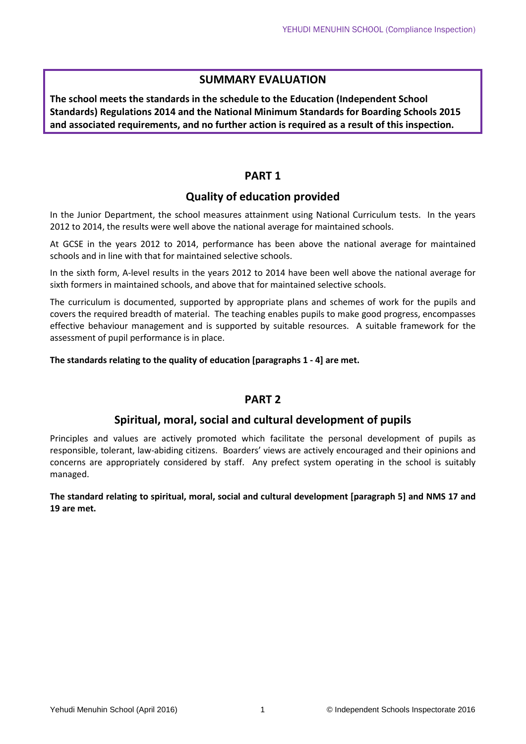## SUMMARY EVALUATION

**The school meets the standards in the schedule to the Education (Independent School Standards) Regulations 2014 and the National Minimum Standards for Boarding Schools 2015 and associated requirements, and no further action is required as a result of this inspection.**

## PART 1

### Quality of education provided

In the Junior Department, the school measures attainment using National Curriculum tests. In the years 2012 to 2014, the results were well above the national average for maintained schools.

At GCSE in the years 2012 to 2014, performance has been above the national average for maintained schools and in line with that for maintained selective schools.

In the sixth form, A-level results in the years 2012 to 2014 have been well above the national average for sixth formers in maintained schools, and above that for maintained selective schools.

The curriculum is documented, supported by appropriate plans and schemes of work for the pupils and covers the required breadth of material. The teaching enables pupils to make good progress, encompasses effective behaviour management and is supported by suitable resources. A suitable framework for the assessment of pupil performance is in place.

**The standards relating to the quality of education [paragraphs 1 - 4] are met.**

## PART 2

### Spiritual, moral, social and cultural development of pupils

Principles and values are actively promoted which facilitate the personal development of pupils as responsible, tolerant, law-abiding citizens. Boarders' views are actively encouraged and their opinions and concerns are appropriately considered by staff. Any prefect system operating in the school is suitably managed.

**The standard relating to spiritual, moral, social and cultural development [paragraph 5] and NMS 17 and 19 are met.**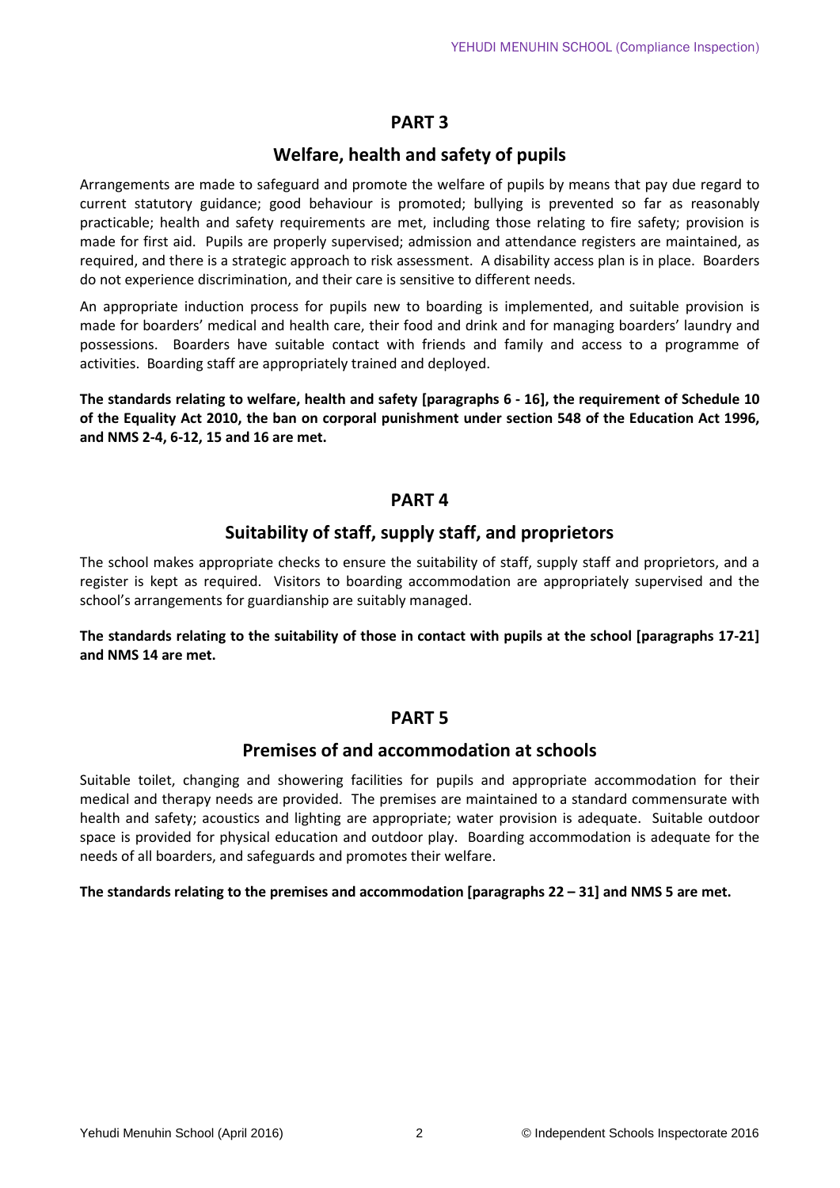## PART 3

## Welfare, health and safety of pupils

Arrangements are made to safeguard and promote the welfare of pupils by means that pay due regard to current statutory guidance; good behaviour is promoted; bullying is prevented so far as reasonably practicable; health and safety requirements are met, including those relating to fire safety; provision is made for first aid. Pupils are properly supervised; admission and attendance registers are maintained, as required, and there is a strategic approach to risk assessment. A disability access plan is in place. Boarders do not experience discrimination, and their care is sensitive to different needs.

An appropriate induction process for pupils new to boarding is implemented, and suitable provision is made for boarders' medical and health care, their food and drink and for managing boarders' laundry and possessions. Boarders have suitable contact with friends and family and access to a programme of activities. Boarding staff are appropriately trained and deployed.

**The standards relating to welfare, health and safety [paragraphs 6 - 16], the requirement of Schedule 10 of the Equality Act 2010, the ban on corporal punishment under section 548 of the Education Act 1996, and NMS 2-4, 6-12, 15 and 16 are met.**

## PART 4

## Suitability of staff, supply staff, and proprietors

The school makes appropriate checks to ensure the suitability of staff, supply staff and proprietors, and a register is kept as required. Visitors to boarding accommodation are appropriately supervised and the school's arrangements for guardianship are suitably managed.

**The standards relating to the suitability of those in contact with pupils at the school [paragraphs 17-21] and NMS 14 are met.**

## PART 5

## Premises of and accommodation at schools

Suitable toilet, changing and showering facilities for pupils and appropriate accommodation for their medical and therapy needs are provided. The premises are maintained to a standard commensurate with health and safety; acoustics and lighting are appropriate; water provision is adequate. Suitable outdoor space is provided for physical education and outdoor play. Boarding accommodation is adequate for the needs of all boarders, and safeguards and promotes their welfare.

**The standards relating to the premises and accommodation [paragraphs 22 – 31] and NMS 5 are met.**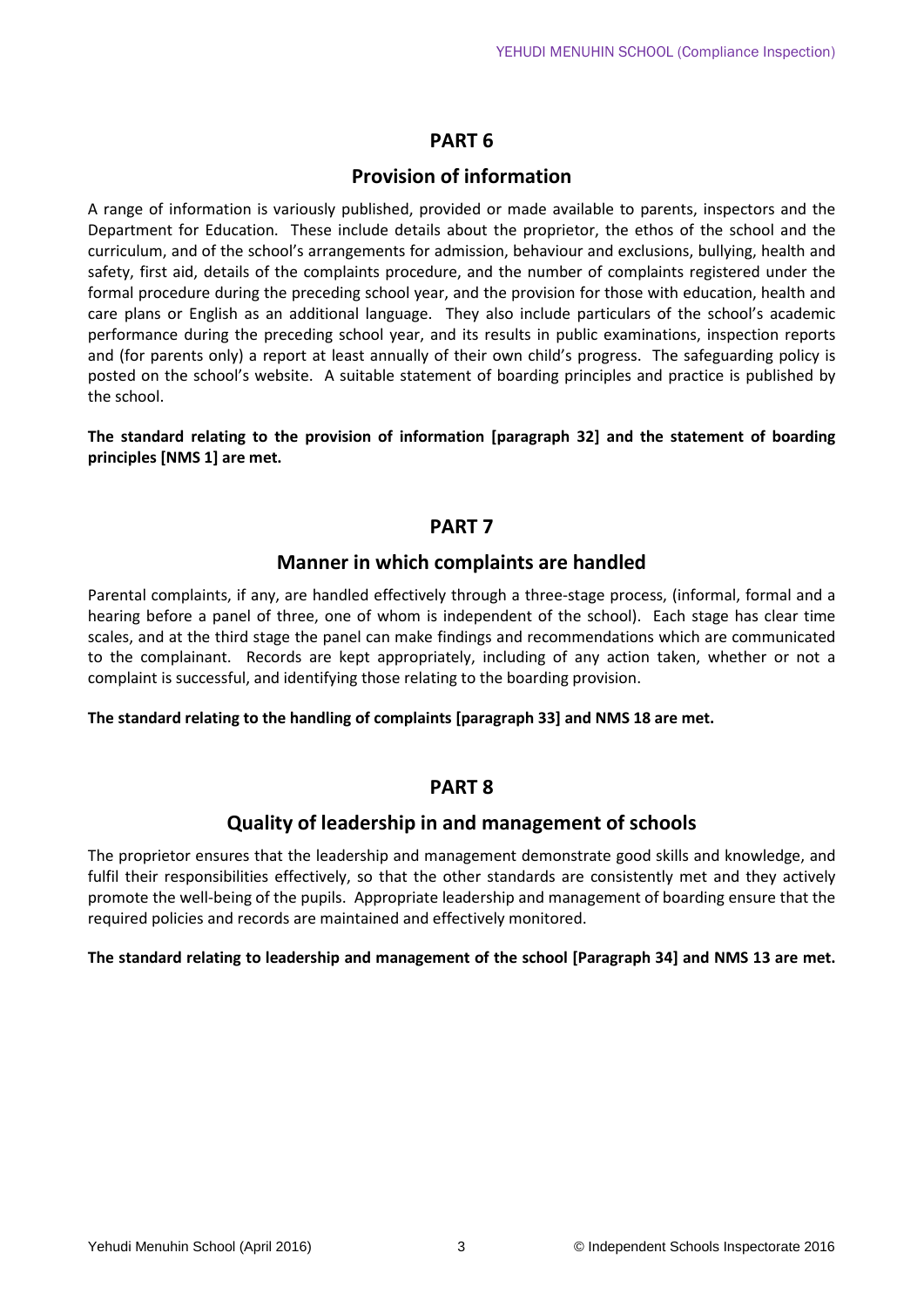## PART 6

### Provision of information

A range of information is variously published, provided or made available to parents, inspectors and the Department for Education. These include details about the proprietor, the ethos of the school and the curriculum, and of the school's arrangements for admission, behaviour and exclusions, bullying, health and safety, first aid, details of the complaints procedure, and the number of complaints registered under the formal procedure during the preceding school year, and the provision for those with education, health and care plans or English as an additional language. They also include particulars of the school's academic performance during the preceding school year, and its results in public examinations, inspection reports and (for parents only) a report at least annually of their own child's progress. The safeguarding policy is posted on the school's website. A suitable statement of boarding principles and practice is published by the school.

**The standard relating to the provision of information [paragraph 32] and the statement of boarding principles [NMS 1] are met.**

## PART 7

### Manner in which complaints are handled

Parental complaints, if any, are handled effectively through a three-stage process, (informal, formal and a hearing before a panel of three, one of whom is independent of the school). Each stage has clear time scales, and at the third stage the panel can make findings and recommendations which are communicated to the complainant. Records are kept appropriately, including of any action taken, whether or not a complaint is successful, and identifying those relating to the boarding provision.

**The standard relating to the handling of complaints [paragraph 33] and NMS 18 are met.**

## PART 8

### Quality of leadership in and management of schools

The proprietor ensures that the leadership and management demonstrate good skills and knowledge, and fulfil their responsibilities effectively, so that the other standards are consistently met and they actively promote the well-being of the pupils. Appropriate leadership and management of boarding ensure that the required policies and records are maintained and effectively monitored.

**The standard relating to leadership and management of the school [Paragraph 34] and NMS 13 are met.**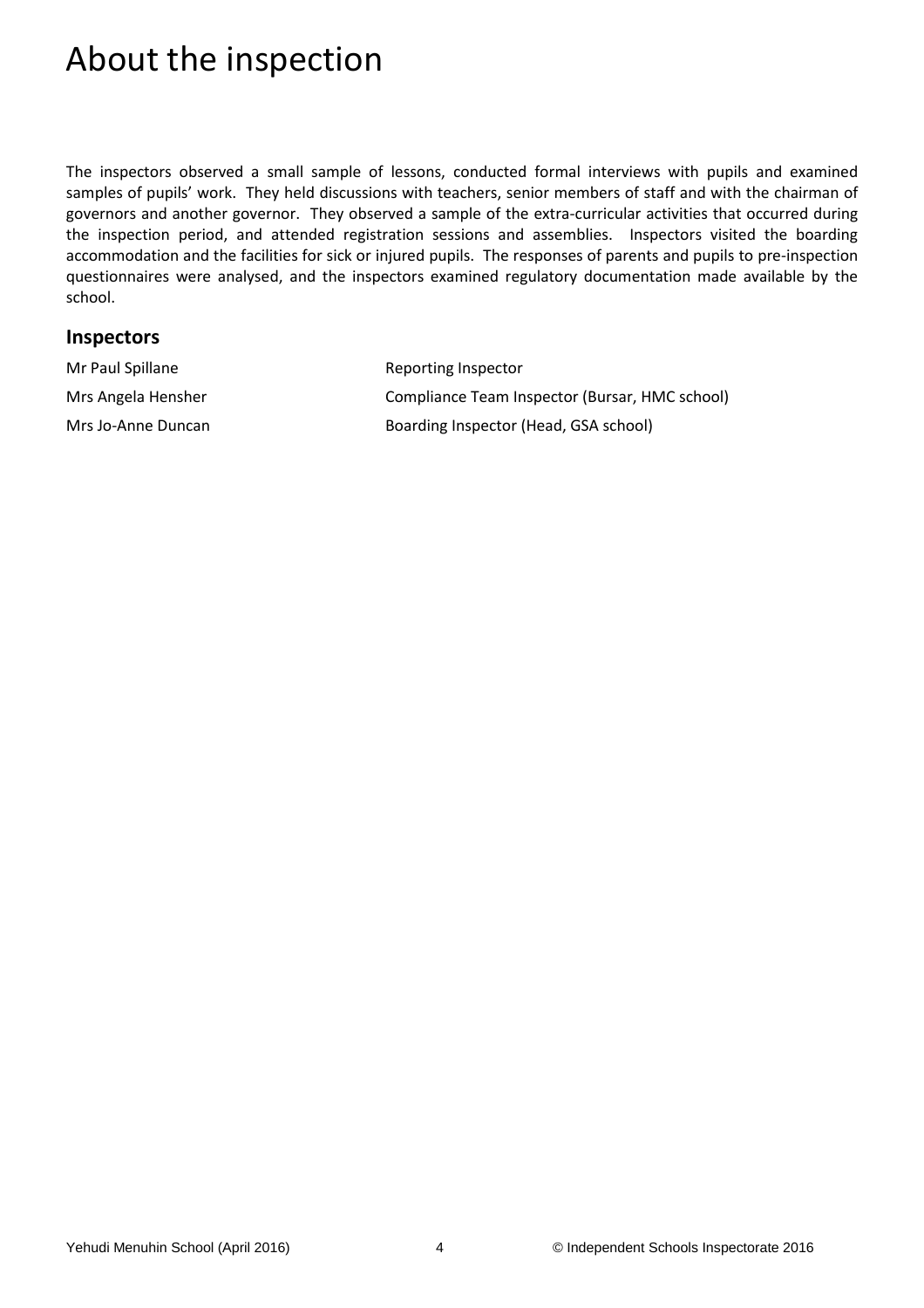# About the inspection

The inspectors observed a small sample of lessons, conducted formal interviews with pupils and examined samples of pupils' work. They held discussions with teachers, senior members of staff and with the chairman of governors and another governor. They observed a sample of the extra-curricular activities that occurred during the inspection period, and attended registration sessions and assemblies. Inspectors visited the boarding accommodation and the facilities for sick or injured pupils. The responses of parents and pupils to pre-inspection questionnaires were analysed, and the inspectors examined regulatory documentation made available by the school.

## Inspectors

| | |
|---|---|
| Mr Paul Spillane | Reporting Inspector |
| Mrs Angela Hensher | Compliance Team Inspector (Bursar, HMC school) |
| Mrs Jo-Anne Duncan | Boarding Inspector (Head, GSA school) |